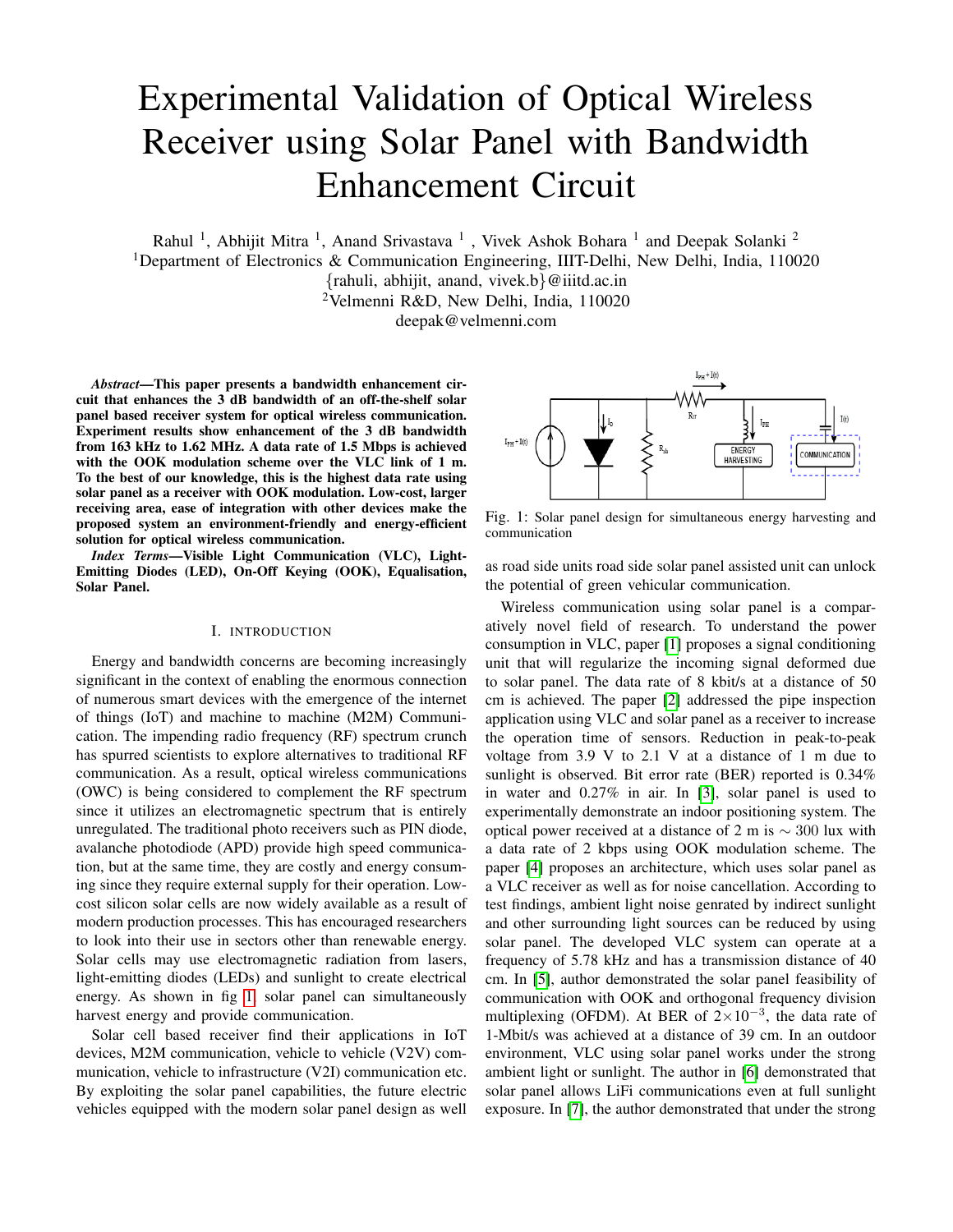# Experimental Validation of Optical Wireless Receiver using Solar Panel with Bandwidth Enhancement Circuit

Rahul [1], Abhijit Mitra [1], Anand Srivastava [1], Vivek Ashok Bohara [1] and Deepak Solanki [2]

[1]Department of Electronics & Communication Engineering, IIIT-Delhi, New Delhi, India, 110020

{rahuli, abhijit, anand, vivek.b}@iiitd.ac.in

[2]Velmenni R&D, New Delhi, India, 110020

deepak@velmenni.com

***Abstract*—This paper presents a bandwidth enhancement circuit that enhances the 3 dB bandwidth of an off-the-shelf solar panel based receiver system for optical wireless communication. Experiment results show enhancement of the 3 dB bandwidth from 163 kHz to 1.62 MHz. A data rate of 1.5 Mbps is achieved with the OOK modulation scheme over the VLC link of 1 m. To the best of our knowledge, this is the highest data rate using solar panel as a receiver with OOK modulation. Low-cost, larger receiving area, ease of integration with other devices make the proposed system an environment-friendly and energy-efficient solution for optical wireless communication.**

***Index Terms*—Visible Light Communication (VLC), Light-Emitting Diodes (LED), On-Off Keying (OOK), Equalisation, Solar Panel.**

## I. Introduction

Energy and bandwidth concerns are becoming increasingly significant in the context of enabling the enormous connection of numerous smart devices with the emergence of the internet of things (IoT) and machine to machine (M2M) Communication. The impending radio frequency (RF) spectrum crunch has spurred scientists to explore alternatives to traditional RF communication. As a result, optical wireless communications (OWC) is being considered to complement the RF spectrum since it utilizes an electromagnetic spectrum that is entirely unregulated. The traditional photo receivers such as PIN diode, avalanche photodiode (APD) provide high speed communication, but at the same time, they are costly and energy consuming since they require external supply for their operation. Low-cost silicon solar cells are now widely available as a result of modern production processes. This has encouraged researchers to look into their use in sectors other than renewable energy. Solar cells may use electromagnetic radiation from lasers, light-emitting diodes (LEDs) and sunlight to create electrical energy. As shown in fig 1, solar panel can simultaneously harvest energy and provide communication.

Solar cell based receiver find their applications in IoT devices, M2M communication, vehicle to vehicle (V2V) communication, vehicle to infrastructure (V2I) communication etc. By exploiting the solar panel capabilities, the future electric vehicles equipped with the modern solar panel design as well as road side units road side solar panel assisted unit can unlock the potential of green vehicular communication.

Fig. 1: Solar panel design for simultaneous energy harvesting and communication

Wireless communication using solar panel is a comparatively novel field of research. To understand the power consumption in VLC, paper [1] proposes a signal conditioning unit that will regularize the incoming signal deformed due to solar panel. The data rate of 8 kbit/s at a distance of 50 cm is achieved. The paper [2] addressed the pipe inspection application using VLC and solar panel as a receiver to increase the operation time of sensors. Reduction in peak-to-peak voltage from 3.9 V to 2.1 V at a distance of 1 m due to sunlight is observed. Bit error rate (BER) reported is 0.34% in water and 0.27% in air. In [3], solar panel is used to experimentally demonstrate an indoor positioning system. The optical power received at a distance of 2 m is $\sim$ 300 lux with a data rate of 2 kbps using OOK modulation scheme. The paper [4] proposes an architecture, which uses solar panel as a VLC receiver as well as for noise cancellation. According to test findings, ambient light noise genrated by indirect sunlight and other surrounding light sources can be reduced by using solar panel. The developed VLC system can operate at a frequency of 5.78 kHz and has a transmission distance of 40 cm. In [5], author demonstrated the solar panel feasibility of communication with OOK and orthogonal frequency division multiplexing (OFDM). At BER of $2\times10^{-3}$, the data rate of 1-Mbit/s was achieved at a distance of 39 cm. In an outdoor environment, VLC using solar panel works under the strong ambient light or sunlight. The author in [6] demonstrated that solar panel allows LiFi communications even at full sunlight exposure. In [7], the author demonstrated that under the strong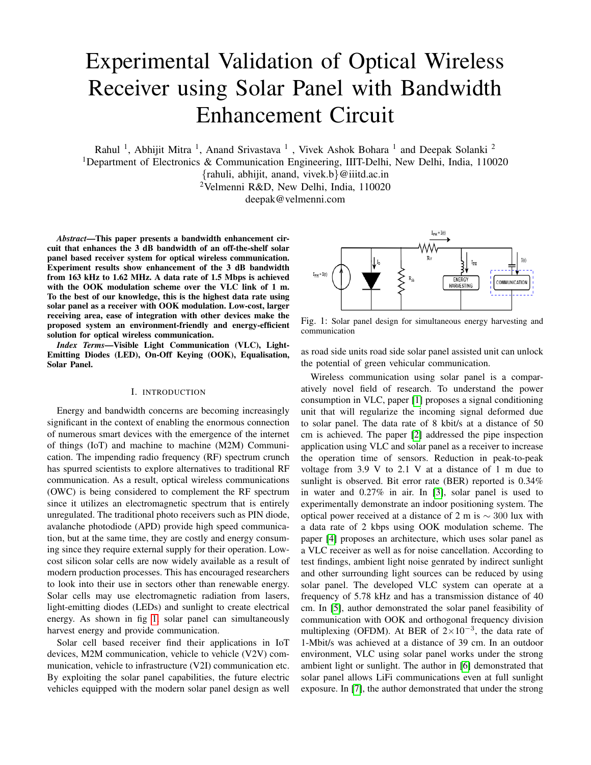# Experimental Validation of Optical Wireless Receiver using Solar Panel with Bandwidth Enhancement Circuit

Rahul [1], Abhijit Mitra [1], Anand Srivastava [1], Vivek Ashok Bohara [1] and Deepak Solanki [2]

[1]Department of Electronics & Communication Engineering, IIIT-Delhi, New Delhi, India, 110020

{rahuli, abhijit, anand, vivek.b}@iiitd.ac.in

[2]Velmenni R&D, New Delhi, India, 110020

deepak@velmenni.com

***Abstract*—This paper presents a bandwidth enhancement circuit that enhances the 3 dB bandwidth of an off-the-shelf solar panel based receiver system for optical wireless communication. Experiment results show enhancement of the 3 dB bandwidth from 163 kHz to 1.62 MHz. A data rate of 1.5 Mbps is achieved with the OOK modulation scheme over the VLC link of 1 m. To the best of our knowledge, this is the highest data rate using solar panel as a receiver with OOK modulation. Low-cost, larger receiving area, ease of integration with other devices make the proposed system an environment-friendly and energy-efficient solution for optical wireless communication.**

***Index Terms*—Visible Light Communication (VLC), Light-Emitting Diodes (LED), On-Off Keying (OOK), Equalisation, Solar Panel.**

## I. Introduction

Energy and bandwidth concerns are becoming increasingly significant in the context of enabling the enormous connection of numerous smart devices with the emergence of the internet of things (IoT) and machine to machine (M2M) Communication. The impending radio frequency (RF) spectrum crunch has spurred scientists to explore alternatives to traditional RF communication. As a result, optical wireless communications (OWC) is being considered to complement the RF spectrum since it utilizes an electromagnetic spectrum that is entirely unregulated. The traditional photo receivers such as PIN diode, avalanche photodiode (APD) provide high speed communication, but at the same time, they are costly and energy consuming since they require external supply for their operation. Low-cost silicon solar cells are now widely available as a result of modern production processes. This has encouraged researchers to look into their use in sectors other than renewable energy. Solar cells may use electromagnetic radiation from lasers, light-emitting diodes (LEDs) and sunlight to create electrical energy. As shown in fig 1, solar panel can simultaneously harvest energy and provide communication.

Solar cell based receiver find their applications in IoT devices, M2M communication, vehicle to vehicle (V2V) communication, vehicle to infrastructure (V2I) communication etc. By exploiting the solar panel capabilities, the future electric vehicles equipped with the modern solar panel design as well as road side units road side solar panel assisted unit can unlock the potential of green vehicular communication.

Fig. 1: Solar panel design for simultaneous energy harvesting and communication

Wireless communication using solar panel is a comparatively novel field of research. To understand the power consumption in VLC, paper [1] proposes a signal conditioning unit that will regularize the incoming signal deformed due to solar panel. The data rate of 8 kbit/s at a distance of 50 cm is achieved. The paper [2] addressed the pipe inspection application using VLC and solar panel as a receiver to increase the operation time of sensors. Reduction in peak-to-peak voltage from 3.9 V to 2.1 V at a distance of 1 m due to sunlight is observed. Bit error rate (BER) reported is 0.34% in water and 0.27% in air. In [3], solar panel is used to experimentally demonstrate an indoor positioning system. The optical power received at a distance of 2 m is $\sim 300$ lux with a data rate of 2 kbps using OOK modulation scheme. The paper [4] proposes an architecture, which uses solar panel as a VLC receiver as well as for noise cancellation. According to test findings, ambient light noise genrated by indirect sunlight and other surrounding light sources can be reduced by using solar panel. The developed VLC system can operate at a frequency of 5.78 kHz and has a transmission distance of 40 cm. In [5], author demonstrated the solar panel feasibility of communication with OOK and orthogonal frequency division multiplexing (OFDM). At BER of $2\times10^{-3}$, the data rate of 1-Mbit/s was achieved at a distance of 39 cm. In an outdoor environment, VLC using solar panel works under the strong ambient light or sunlight. The author in [6] demonstrated that solar panel allows LiFi communications even at full sunlight exposure. In [7], the author demonstrated that under the strong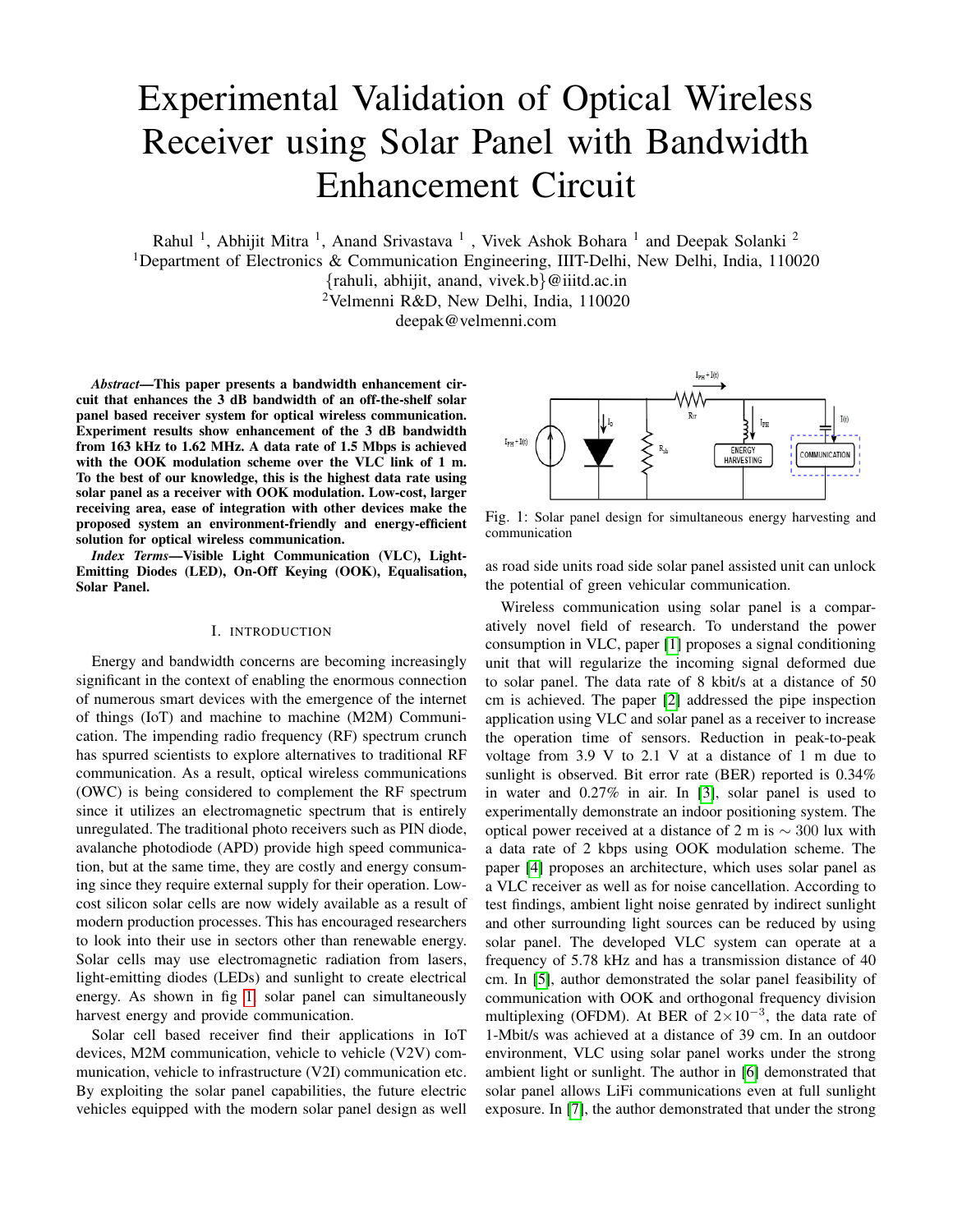# Experimental Validation of Optical Wireless Receiver using Solar Panel with Bandwidth Enhancement Circuit

Rahul [1], Abhijit Mitra [1], Anand Srivastava [1] , Vivek Ashok Bohara [1] and Deepak Solanki [2]

[1]Department of Electronics & Communication Engineering, IIIT-Delhi, New Delhi, India, 110020

{rahuli, abhijit, anand, vivek.b}@iiitd.ac.in

[2]Velmenni R&D, New Delhi, India, 110020

deepak@velmenni.com

***Abstract*—This paper presents a bandwidth enhancement circuit that enhances the 3 dB bandwidth of an off-the-shelf solar panel based receiver system for optical wireless communication. Experiment results show enhancement of the 3 dB bandwidth from 163 kHz to 1.62 MHz. A data rate of 1.5 Mbps is achieved with the OOK modulation scheme over the VLC link of 1 m. To the best of our knowledge, this is the highest data rate using solar panel as a receiver with OOK modulation. Low-cost, larger receiving area, ease of integration with other devices make the proposed system an environment-friendly and energy-efficient solution for optical wireless communication.**

***Index Terms*—Visible Light Communication (VLC), Light-Emitting Diodes (LED), On-Off Keying (OOK), Equalisation, Solar Panel.**

## I. INTRODUCTION

Energy and bandwidth concerns are becoming increasingly significant in the context of enabling the enormous connection of numerous smart devices with the emergence of the internet of things (IoT) and machine to machine (M2M) Communication. The impending radio frequency (RF) spectrum crunch has spurred scientists to explore alternatives to traditional RF communication. As a result, optical wireless communications (OWC) is being considered to complement the RF spectrum since it utilizes an electromagnetic spectrum that is entirely unregulated. The traditional photo receivers such as PIN diode, avalanche photodiode (APD) provide high speed communication, but at the same time, they are costly and energy consuming since they require external supply for their operation. Low-cost silicon solar cells are now widely available as a result of modern production processes. This has encouraged researchers to look into their use in sectors other than renewable energy. Solar cells may use electromagnetic radiation from lasers, light-emitting diodes (LEDs) and sunlight to create electrical energy. As shown in fig 1, solar panel can simultaneously harvest energy and provide communication.

Solar cell based receiver find their applications in IoT devices, M2M communication, vehicle to vehicle (V2V) communication, vehicle to infrastructure (V2I) communication etc. By exploiting the solar panel capabilities, the future electric vehicles equipped with the modern solar panel design as well as road side units road side solar panel assisted unit can unlock the potential of green vehicular communication.

Fig. 1: Solar panel design for simultaneous energy harvesting and communication

Wireless communication using solar panel is a comparatively novel field of research. To understand the power consumption in VLC, paper [1] proposes a signal conditioning unit that will regularize the incoming signal deformed due to solar panel. The data rate of 8 kbit/s at a distance of 50 cm is achieved. The paper [2] addressed the pipe inspection application using VLC and solar panel as a receiver to increase the operation time of sensors. Reduction in peak-to-peak voltage from 3.9 V to 2.1 V at a distance of 1 m due to sunlight is observed. Bit error rate (BER) reported is 0.34% in water and 0.27% in air. In [3], solar panel is used to experimentally demonstrate an indoor positioning system. The optical power received at a distance of 2 m is $\sim$ 300 lux with a data rate of 2 kbps using OOK modulation scheme. The paper [4] proposes an architecture, which uses solar panel as a VLC receiver as well as for noise cancellation. According to test findings, ambient light noise genrated by indirect sunlight and other surrounding light sources can be reduced by using solar panel. The developed VLC system can operate at a frequency of 5.78 kHz and has a transmission distance of 40 cm. In [5], author demonstrated the solar panel feasibility of communication with OOK and orthogonal frequency division multiplexing (OFDM). At BER of $2\times10^{-3}$, the data rate of 1-Mbit/s was achieved at a distance of 39 cm. In an outdoor environment, VLC using solar panel works under the strong ambient light or sunlight. The author in [6] demonstrated that solar panel allows LiFi communications even at full sunlight exposure. In [7], the author demonstrated that under the strong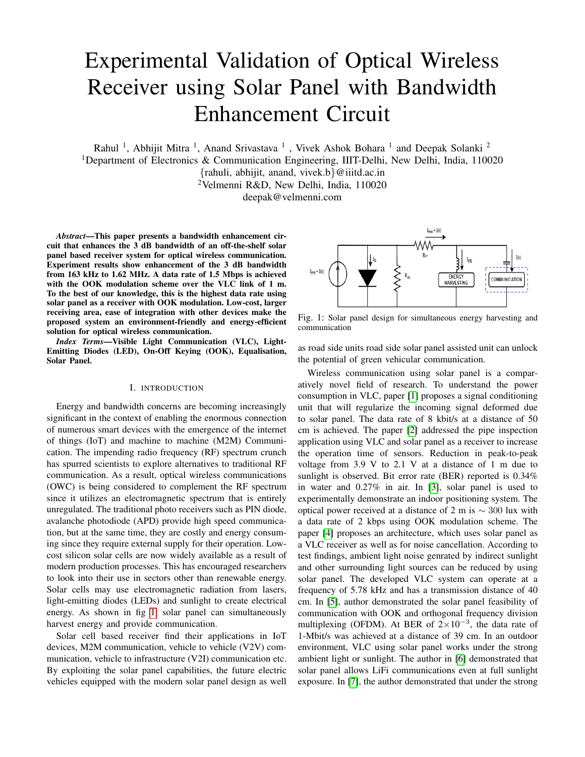# Experimental Validation of Optical Wireless Receiver using Solar Panel with Bandwidth Enhancement Circuit

Rahul [1], Abhijit Mitra [1], Anand Srivastava [1], Vivek Ashok Bohara [1] and Deepak Solanki [2]

[1]Department of Electronics & Communication Engineering, IIIT-Delhi, New Delhi, India, 110020

{rahuli, abhijit, anand, vivek.b}@iiitd.ac.in

[2]Velmenni R&D, New Delhi, India, 110020

deepak@velmenni.com

***Abstract*—This paper presents a bandwidth enhancement circuit that enhances the 3 dB bandwidth of an off-the-shelf solar panel based receiver system for optical wireless communication. Experiment results show enhancement of the 3 dB bandwidth from 163 kHz to 1.62 MHz. A data rate of 1.5 Mbps is achieved with the OOK modulation scheme over the VLC link of 1 m. To the best of our knowledge, this is the highest data rate using solar panel as a receiver with OOK modulation. Low-cost, larger receiving area, ease of integration with other devices make the proposed system an environment-friendly and energy-efficient solution for optical wireless communication.**

***Index Terms*—Visible Light Communication (VLC), Light-Emitting Diodes (LED), On-Off Keying (OOK), Equalisation, Solar Panel.**

## I. Introduction

Energy and bandwidth concerns are becoming increasingly significant in the context of enabling the enormous connection of numerous smart devices with the emergence of the internet of things (IoT) and machine to machine (M2M) Communication. The impending radio frequency (RF) spectrum crunch has spurred scientists to explore alternatives to traditional RF communication. As a result, optical wireless communications (OWC) is being considered to complement the RF spectrum since it utilizes an electromagnetic spectrum that is entirely unregulated. The traditional photo receivers such as PIN diode, avalanche photodiode (APD) provide high speed communication, but at the same time, they are costly and energy consuming since they require external supply for their operation. Low-cost silicon solar cells are now widely available as a result of modern production processes. This has encouraged researchers to look into their use in sectors other than renewable energy. Solar cells may use electromagnetic radiation from lasers, light-emitting diodes (LEDs) and sunlight to create electrical energy. As shown in fig 1, solar panel can simultaneously harvest energy and provide communication.

Solar cell based receiver find their applications in IoT devices, M2M communication, vehicle to vehicle (V2V) communication, vehicle to infrastructure (V2I) communication etc. By exploiting the solar panel capabilities, the future electric vehicles equipped with the modern solar panel design as well as road side units road side solar panel assisted unit can unlock the potential of green vehicular communication.

Fig. 1: Solar panel design for simultaneous energy harvesting and communication

Wireless communication using solar panel is a comparatively novel field of research. To understand the power consumption in VLC, paper [1] proposes a signal conditioning unit that will regularize the incoming signal deformed due to solar panel. The data rate of 8 kbit/s at a distance of 50 cm is achieved. The paper [2] addressed the pipe inspection application using VLC and solar panel as a receiver to increase the operation time of sensors. Reduction in peak-to-peak voltage from 3.9 V to 2.1 V at a distance of 1 m due to sunlight is observed. Bit error rate (BER) reported is 0.34% in water and 0.27% in air. In [3], solar panel is used to experimentally demonstrate an indoor positioning system. The optical power received at a distance of 2 m is $\sim$ 300 lux with a data rate of 2 kbps using OOK modulation scheme. The paper [4] proposes an architecture, which uses solar panel as a VLC receiver as well as for noise cancellation. According to test findings, ambient light noise genrated by indirect sunlight and other surrounding light sources can be reduced by using solar panel. The developed VLC system can operate at a frequency of 5.78 kHz and has a transmission distance of 40 cm. In [5], author demonstrated the solar panel feasibility of communication with OOK and orthogonal frequency division multiplexing (OFDM). At BER of $2\times10^{-3}$, the data rate of 1-Mbit/s was achieved at a distance of 39 cm. In an outdoor environment, VLC using solar panel works under the strong ambient light or sunlight. The author in [6] demonstrated that solar panel allows LiFi communications even at full sunlight exposure. In [7], the author demonstrated that under the strong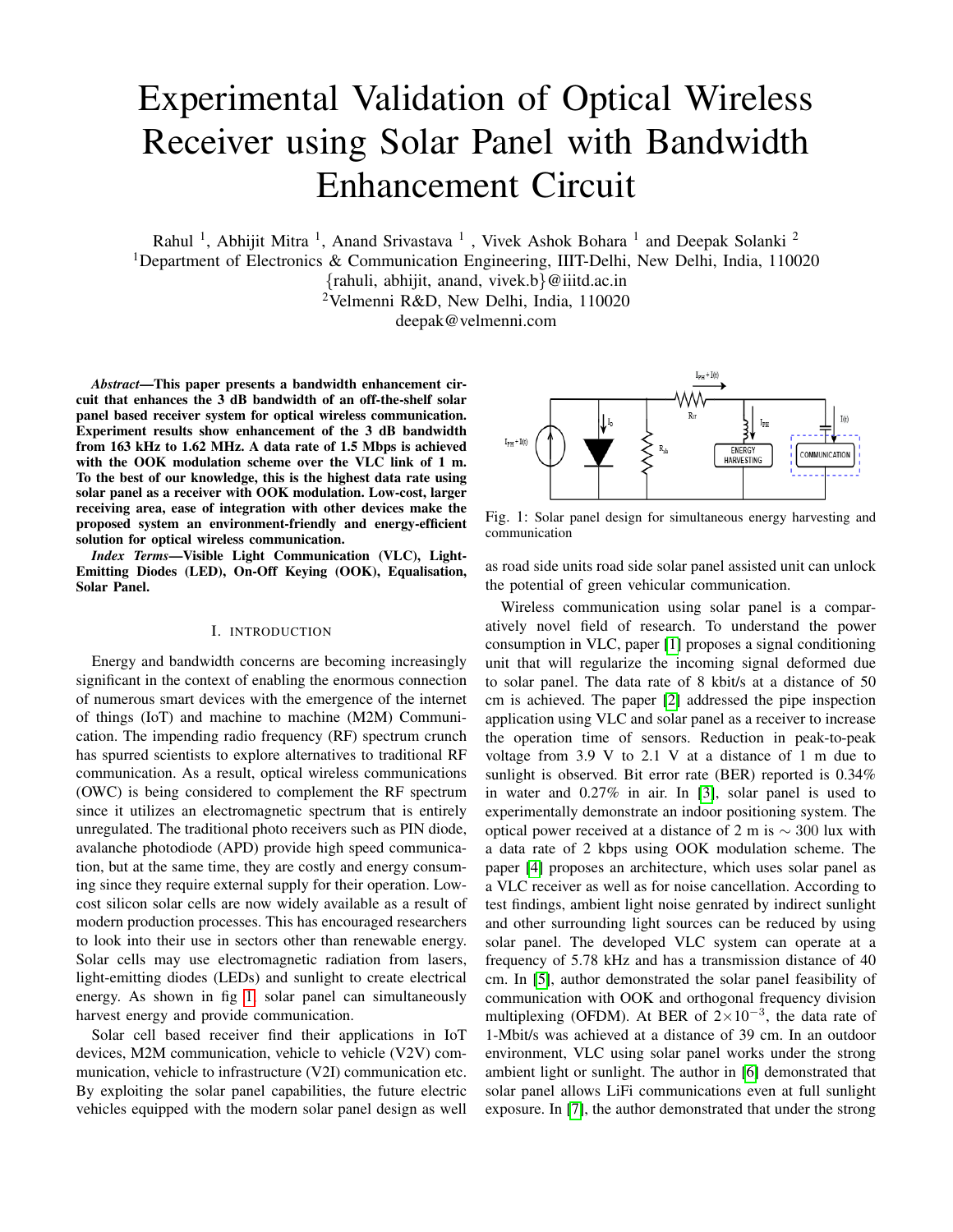# Experimental Validation of Optical Wireless Receiver using Solar Panel with Bandwidth Enhancement Circuit

Rahul [1], Abhijit Mitra [1], Anand Srivastava [1], Vivek Ashok Bohara [1] and Deepak Solanki [2]

[1]Department of Electronics & Communication Engineering, IIIT-Delhi, New Delhi, India, 110020

{rahuli, abhijit, anand, vivek.b}@iiitd.ac.in

[2]Velmenni R&D, New Delhi, India, 110020

deepak@velmenni.com

***Abstract*—This paper presents a bandwidth enhancement circuit that enhances the 3 dB bandwidth of an off-the-shelf solar panel based receiver system for optical wireless communication. Experiment results show enhancement of the 3 dB bandwidth from 163 kHz to 1.62 MHz. A data rate of 1.5 Mbps is achieved with the OOK modulation scheme over the VLC link of 1 m. To the best of our knowledge, this is the highest data rate using solar panel as a receiver with OOK modulation. Low-cost, larger receiving area, ease of integration with other devices make the proposed system an environment-friendly and energy-efficient solution for optical wireless communication.**

***Index Terms*—Visible Light Communication (VLC), Light-Emitting Diodes (LED), On-Off Keying (OOK), Equalisation, Solar Panel.**

## I. Introduction

Energy and bandwidth concerns are becoming increasingly significant in the context of enabling the enormous connection of numerous smart devices with the emergence of the internet of things (IoT) and machine to machine (M2M) Communication. The impending radio frequency (RF) spectrum crunch has spurred scientists to explore alternatives to traditional RF communication. As a result, optical wireless communications (OWC) is being considered to complement the RF spectrum since it utilizes an electromagnetic spectrum that is entirely unregulated. The traditional photo receivers such as PIN diode, avalanche photodiode (APD) provide high speed communication, but at the same time, they are costly and energy consuming since they require external supply for their operation. Low-cost silicon solar cells are now widely available as a result of modern production processes. This has encouraged researchers to look into their use in sectors other than renewable energy. Solar cells may use electromagnetic radiation from lasers, light-emitting diodes (LEDs) and sunlight to create electrical energy. As shown in fig 1, solar panel can simultaneously harvest energy and provide communication.

Solar cell based receiver find their applications in IoT devices, M2M communication, vehicle to vehicle (V2V) communication, vehicle to infrastructure (V2I) communication etc. By exploiting the solar panel capabilities, the future electric vehicles equipped with the modern solar panel design as well as road side units road side solar panel assisted unit can unlock the potential of green vehicular communication.

Fig. 1: Solar panel design for simultaneous energy harvesting and communication

Wireless communication using solar panel is a comparatively novel field of research. To understand the power consumption in VLC, paper [1] proposes a signal conditioning unit that will regularize the incoming signal deformed due to solar panel. The data rate of 8 kbit/s at a distance of 50 cm is achieved. The paper [2] addressed the pipe inspection application using VLC and solar panel as a receiver to increase the operation time of sensors. Reduction in peak-to-peak voltage from 3.9 V to 2.1 V at a distance of 1 m due to sunlight is observed. Bit error rate (BER) reported is 0.34% in water and 0.27% in air. In [3], solar panel is used to experimentally demonstrate an indoor positioning system. The optical power received at a distance of 2 m is $\sim$ 300 lux with a data rate of 2 kbps using OOK modulation scheme. The paper [4] proposes an architecture, which uses solar panel as a VLC receiver as well as for noise cancellation. According to test findings, ambient light noise genrated by indirect sunlight and other surrounding light sources can be reduced by using solar panel. The developed VLC system can operate at a frequency of 5.78 kHz and has a transmission distance of 40 cm. In [5], author demonstrated the solar panel feasibility of communication with OOK and orthogonal frequency division multiplexing (OFDM). At BER of $2\times10^{-3}$, the data rate of 1-Mbit/s was achieved at a distance of 39 cm. In an outdoor environment, VLC using solar panel works under the strong ambient light or sunlight. The author in [6] demonstrated that solar panel allows LiFi communications even at full sunlight exposure. In [7], the author demonstrated that under the strong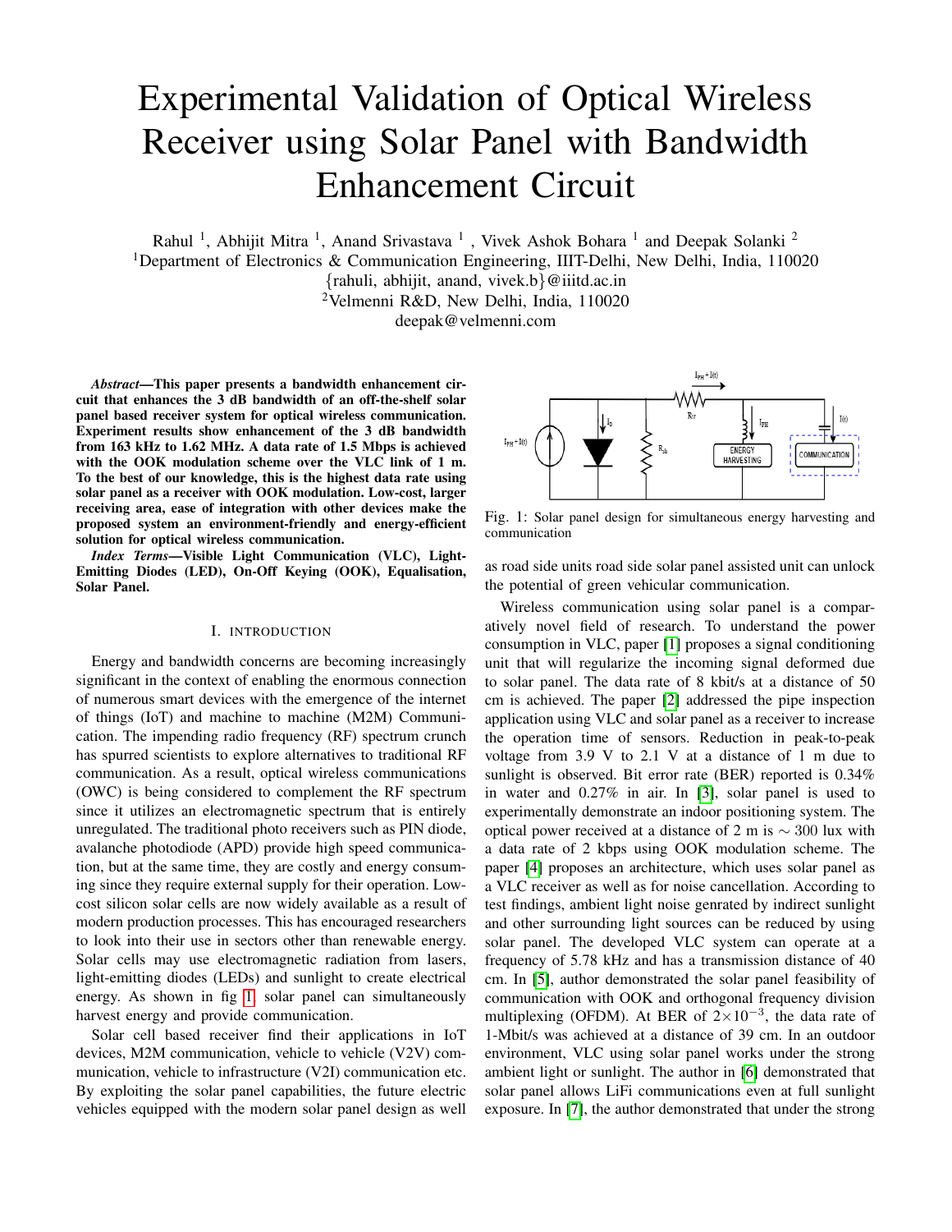# Experimental Validation of Optical Wireless Receiver using Solar Panel with Bandwidth Enhancement Circuit

Rahul [1], Abhijit Mitra [1], Anand Srivastava [1] , Vivek Ashok Bohara [1] and Deepak Solanki [2]

[1]Department of Electronics & Communication Engineering, IIIT-Delhi, New Delhi, India, 110020

{rahuli, abhijit, anand, vivek.b}@iiitd.ac.in

[2]Velmenni R&D, New Delhi, India, 110020

deepak@velmenni.com

***Abstract*—This paper presents a bandwidth enhancement circuit that enhances the 3 dB bandwidth of an off-the-shelf solar panel based receiver system for optical wireless communication. Experiment results show enhancement of the 3 dB bandwidth from 163 kHz to 1.62 MHz. A data rate of 1.5 Mbps is achieved with the OOK modulation scheme over the VLC link of 1 m. To the best of our knowledge, this is the highest data rate using solar panel as a receiver with OOK modulation. Low-cost, larger receiving area, ease of integration with other devices make the proposed system an environment-friendly and energy-efficient solution for optical wireless communication.**

***Index Terms*—Visible Light Communication (VLC), Light-Emitting Diodes (LED), On-Off Keying (OOK), Equalisation, Solar Panel.**

## I. Introduction

Energy and bandwidth concerns are becoming increasingly significant in the context of enabling the enormous connection of numerous smart devices with the emergence of the internet of things (IoT) and machine to machine (M2M) Communication. The impending radio frequency (RF) spectrum crunch has spurred scientists to explore alternatives to traditional RF communication. As a result, optical wireless communications (OWC) is being considered to complement the RF spectrum since it utilizes an electromagnetic spectrum that is entirely unregulated. The traditional photo receivers such as PIN diode, avalanche photodiode (APD) provide high speed communication, but at the same time, they are costly and energy consuming since they require external supply for their operation. Low-cost silicon solar cells are now widely available as a result of modern production processes. This has encouraged researchers to look into their use in sectors other than renewable energy. Solar cells may use electromagnetic radiation from lasers, light-emitting diodes (LEDs) and sunlight to create electrical energy. As shown in fig 1, solar panel can simultaneously harvest energy and provide communication.

Solar cell based receiver find their applications in IoT devices, M2M communication, vehicle to vehicle (V2V) communication, vehicle to infrastructure (V2I) communication etc. By exploiting the solar panel capabilities, the future electric vehicles equipped with the modern solar panel design as well as road side units road side solar panel assisted unit can unlock the potential of green vehicular communication.

$I_{PH}+I(t)$
$I_D$
$R_{sh}$
$R_{st}$
$I_{PH}$
$I(t)$
ENERGY HARVESTING
COMMUNICATION

Fig. 1: Solar panel design for simultaneous energy harvesting and communication

Wireless communication using solar panel is a comparatively novel field of research. To understand the power consumption in VLC, paper [1] proposes a signal conditioning unit that will regularize the incoming signal deformed due to solar panel. The data rate of 8 kbit/s at a distance of 50 cm is achieved. The paper [2] addressed the pipe inspection application using VLC and solar panel as a receiver to increase the operation time of sensors. Reduction in peak-to-peak voltage from 3.9 V to 2.1 V at a distance of 1 m due to sunlight is observed. Bit error rate (BER) reported is 0.34% in water and 0.27% in air. In [3], solar panel is used to experimentally demonstrate an indoor positioning system. The optical power received at a distance of 2 m is $\sim$ 300 lux with a data rate of 2 kbps using OOK modulation scheme. The paper [4] proposes an architecture, which uses solar panel as a VLC receiver as well as for noise cancellation. According to test findings, ambient light noise genrated by indirect sunlight and other surrounding light sources can be reduced by using solar panel. The developed VLC system can operate at a frequency of 5.78 kHz and has a transmission distance of 40 cm. In [5], author demonstrated the solar panel feasibility of communication with OOK and orthogonal frequency division multiplexing (OFDM). At BER of $2{\times}10^{-3}$, the data rate of 1-Mbit/s was achieved at a distance of 39 cm. In an outdoor environment, VLC using solar panel works under the strong ambient light or sunlight. The author in [6] demonstrated that solar panel allows LiFi communications even at full sunlight exposure. In [7], the author demonstrated that under the strong